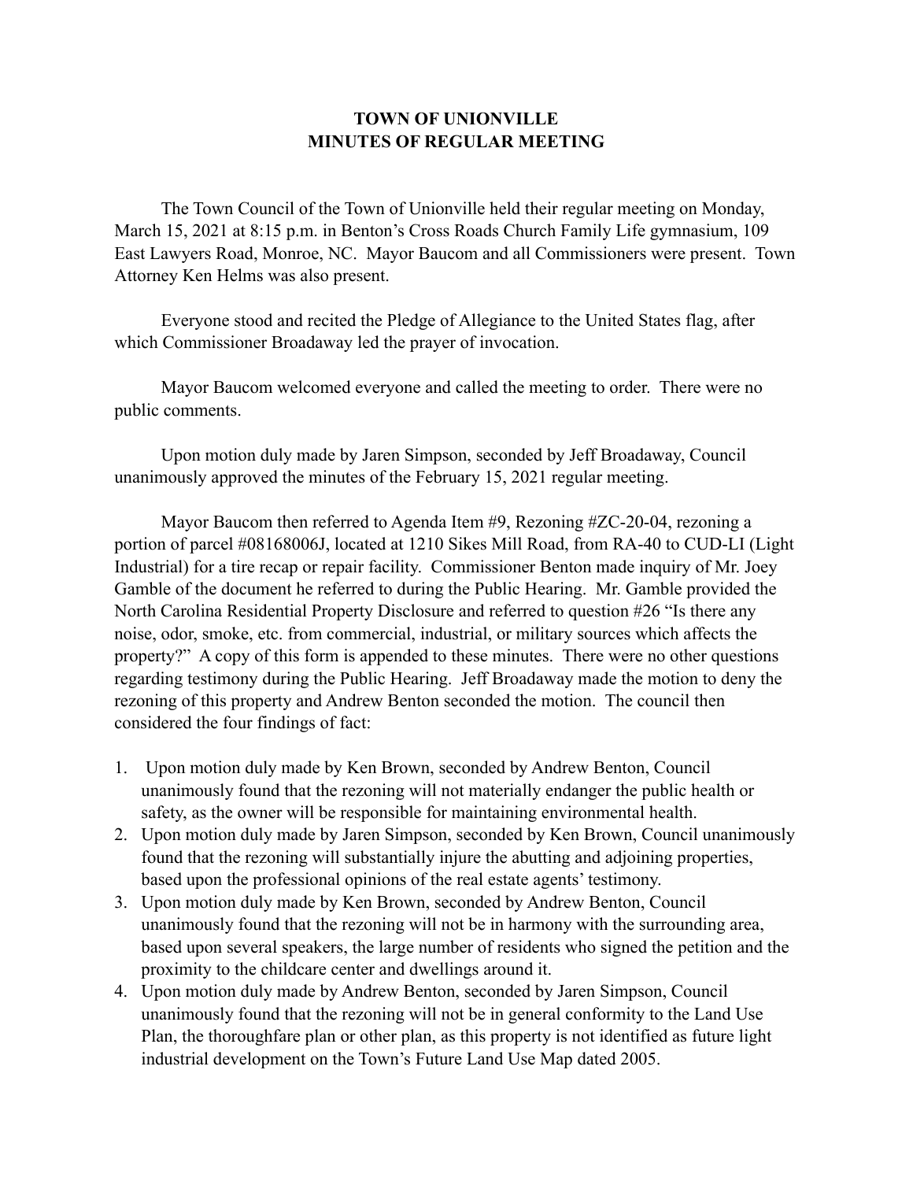# TOWN OF UNIONVILLE
# MINUTES OF REGULAR MEETING

The Town Council of the Town of Unionville held their regular meeting on Monday, March 15, 2021 at 8:15 p.m. in Benton's Cross Roads Church Family Life gymnasium, 109 East Lawyers Road, Monroe, NC. Mayor Baucom and all Commissioners were present. Town Attorney Ken Helms was also present.

Everyone stood and recited the Pledge of Allegiance to the United States flag, after which Commissioner Broadaway led the prayer of invocation.

Mayor Baucom welcomed everyone and called the meeting to order. There were no public comments.

Upon motion duly made by Jaren Simpson, seconded by Jeff Broadaway, Council unanimously approved the minutes of the February 15, 2021 regular meeting.

Mayor Baucom then referred to Agenda Item #9, Rezoning #ZC-20-04, rezoning a portion of parcel #08168006J, located at 1210 Sikes Mill Road, from RA-40 to CUD-LI (Light Industrial) for a tire recap or repair facility. Commissioner Benton made inquiry of Mr. Joey Gamble of the document he referred to during the Public Hearing. Mr. Gamble provided the North Carolina Residential Property Disclosure and referred to question #26 "Is there any noise, odor, smoke, etc. from commercial, industrial, or military sources which affects the property?" A copy of this form is appended to these minutes. There were no other questions regarding testimony during the Public Hearing. Jeff Broadaway made the motion to deny the rezoning of this property and Andrew Benton seconded the motion. The council then considered the four findings of fact:

1. Upon motion duly made by Ken Brown, seconded by Andrew Benton, Council unanimously found that the rezoning will not materially endanger the public health or safety, as the owner will be responsible for maintaining environmental health.
2. Upon motion duly made by Jaren Simpson, seconded by Ken Brown, Council unanimously found that the rezoning will substantially injure the abutting and adjoining properties, based upon the professional opinions of the real estate agents' testimony.
3. Upon motion duly made by Ken Brown, seconded by Andrew Benton, Council unanimously found that the rezoning will not be in harmony with the surrounding area, based upon several speakers, the large number of residents who signed the petition and the proximity to the childcare center and dwellings around it.
4. Upon motion duly made by Andrew Benton, seconded by Jaren Simpson, Council unanimously found that the rezoning will not be in general conformity to the Land Use Plan, the thoroughfare plan or other plan, as this property is not identified as future light industrial development on the Town's Future Land Use Map dated 2005.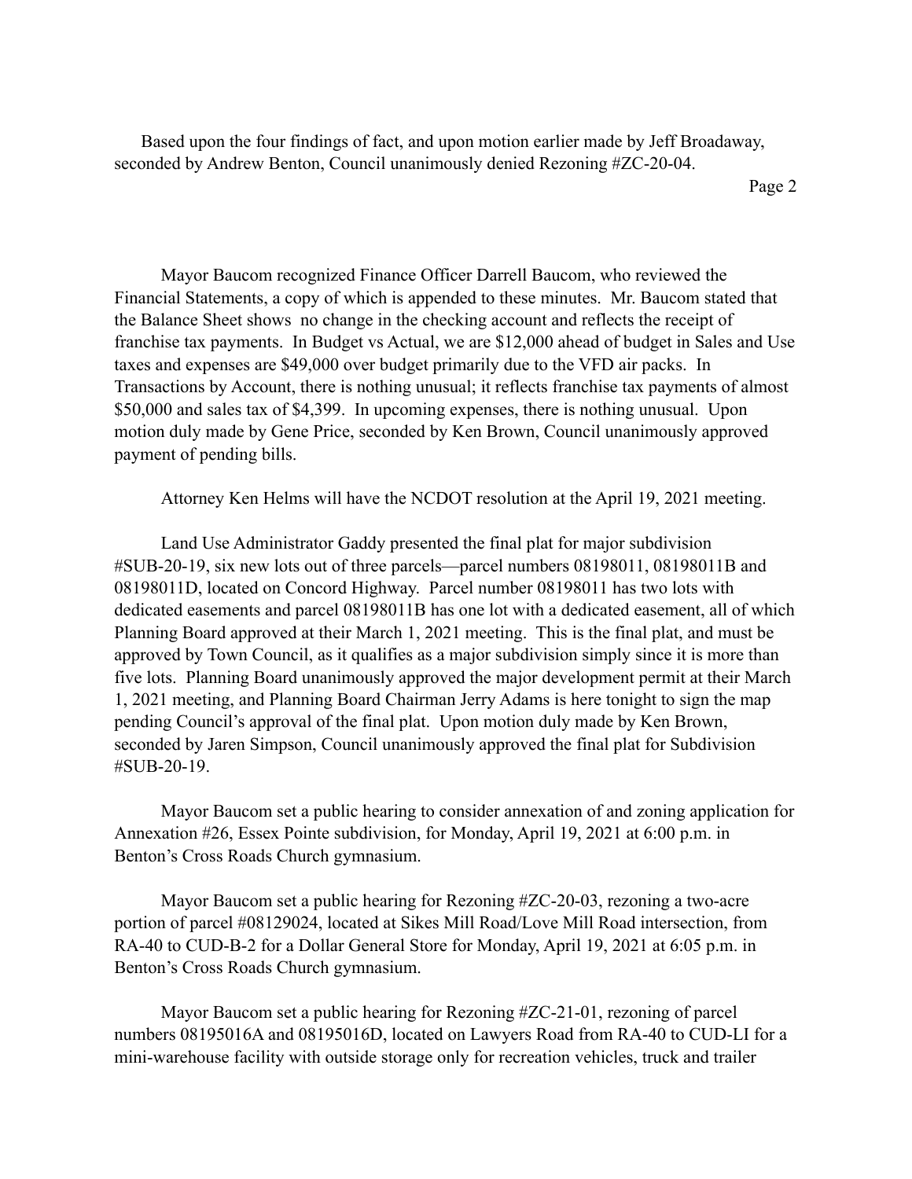Based upon the four findings of fact, and upon motion earlier made by Jeff Broadaway, seconded by Andrew Benton, Council unanimously denied Rezoning #ZC-20-04.

Mayor Baucom recognized Finance Officer Darrell Baucom, who reviewed the Financial Statements, a copy of which is appended to these minutes. Mr. Baucom stated that the Balance Sheet shows no change in the checking account and reflects the receipt of franchise tax payments. In Budget vs Actual, we are $12,000 ahead of budget in Sales and Use taxes and expenses are $49,000 over budget primarily due to the VFD air packs. In Transactions by Account, there is nothing unusual; it reflects franchise tax payments of almost $50,000 and sales tax of $4,399. In upcoming expenses, there is nothing unusual. Upon motion duly made by Gene Price, seconded by Ken Brown, Council unanimously approved payment of pending bills.

Attorney Ken Helms will have the NCDOT resolution at the April 19, 2021 meeting.

Land Use Administrator Gaddy presented the final plat for major subdivision #SUB-20-19, six new lots out of three parcels—parcel numbers 08198011, 08198011B and 08198011D, located on Concord Highway. Parcel number 08198011 has two lots with dedicated easements and parcel 08198011B has one lot with a dedicated easement, all of which Planning Board approved at their March 1, 2021 meeting. This is the final plat, and must be approved by Town Council, as it qualifies as a major subdivision simply since it is more than five lots. Planning Board unanimously approved the major development permit at their March 1, 2021 meeting, and Planning Board Chairman Jerry Adams is here tonight to sign the map pending Council's approval of the final plat. Upon motion duly made by Ken Brown, seconded by Jaren Simpson, Council unanimously approved the final plat for Subdivision #SUB-20-19.

Mayor Baucom set a public hearing to consider annexation of and zoning application for Annexation #26, Essex Pointe subdivision, for Monday, April 19, 2021 at 6:00 p.m. in Benton's Cross Roads Church gymnasium.

Mayor Baucom set a public hearing for Rezoning #ZC-20-03, rezoning a two-acre portion of parcel #08129024, located at Sikes Mill Road/Love Mill Road intersection, from RA-40 to CUD-B-2 for a Dollar General Store for Monday, April 19, 2021 at 6:05 p.m. in Benton's Cross Roads Church gymnasium.

Mayor Baucom set a public hearing for Rezoning #ZC-21-01, rezoning of parcel numbers 08195016A and 08195016D, located on Lawyers Road from RA-40 to CUD-LI for a mini-warehouse facility with outside storage only for recreation vehicles, truck and trailer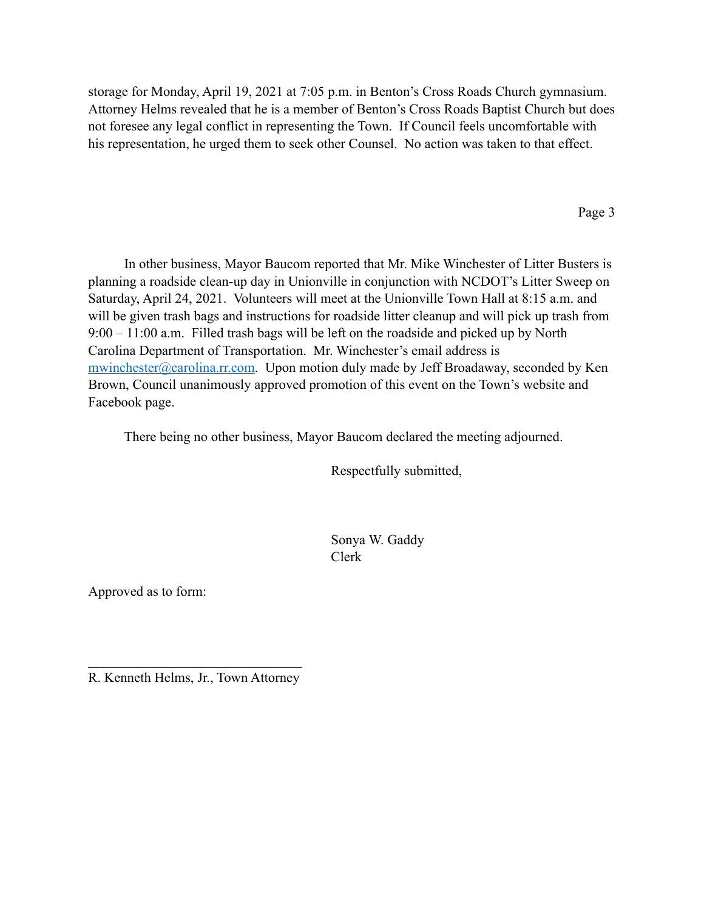storage for Monday, April 19, 2021 at 7:05 p.m. in Benton's Cross Roads Church gymnasium. Attorney Helms revealed that he is a member of Benton's Cross Roads Baptist Church but does not foresee any legal conflict in representing the Town. If Council feels uncomfortable with his representation, he urged them to seek other Counsel. No action was taken to that effect.

In other business, Mayor Baucom reported that Mr. Mike Winchester of Litter Busters is planning a roadside clean-up day in Unionville in conjunction with NCDOT's Litter Sweep on Saturday, April 24, 2021. Volunteers will meet at the Unionville Town Hall at 8:15 a.m. and will be given trash bags and instructions for roadside litter cleanup and will pick up trash from 9:00 – 11:00 a.m. Filled trash bags will be left on the roadside and picked up by North Carolina Department of Transportation. Mr. Winchester's email address is mwinchester@carolina.rr.com. Upon motion duly made by Jeff Broadaway, seconded by Ken Brown, Council unanimously approved promotion of this event on the Town's website and Facebook page.

There being no other business, Mayor Baucom declared the meeting adjourned.

Respectfully submitted,

Sonya W. Gaddy
Clerk

Approved as to form:

\_\_\_\_\_\_\_\_\_\_\_\_\_\_\_\_\_\_\_\_\_\_\_\_\_\_\_\_\_\_\_\_
R. Kenneth Helms, Jr., Town Attorney